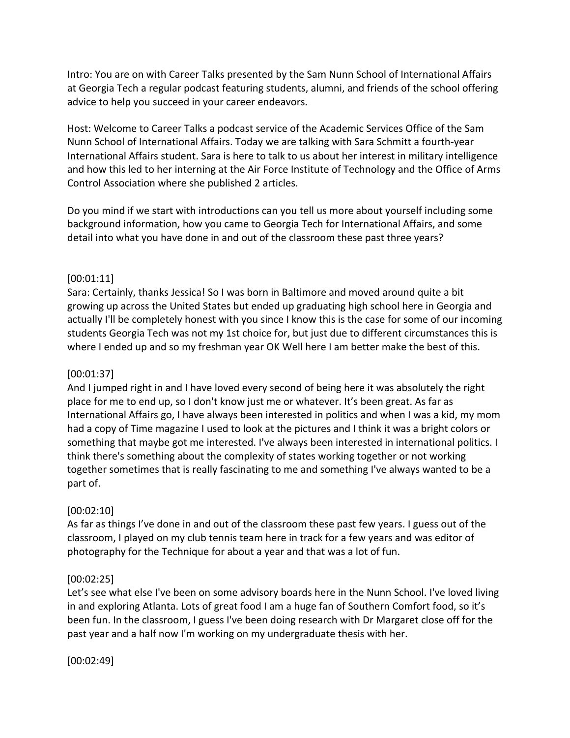Intro: You are on with Career Talks presented by the Sam Nunn School of International Affairs at Georgia Tech a regular podcast featuring students, alumni, and friends of the school offering advice to help you succeed in your career endeavors.

Host: Welcome to Career Talks a podcast service of the Academic Services Office of the Sam Nunn School of International Affairs. Today we are talking with Sara Schmitt a fourth-year International Affairs student. Sara is here to talk to us about her interest in military intelligence and how this led to her interning at the Air Force Institute of Technology and the Office of Arms Control Association where she published 2 articles.

Do you mind if we start with introductions can you tell us more about yourself including some background information, how you came to Georgia Tech for International Affairs, and some detail into what you have done in and out of the classroom these past three years?

[00:01:11]
Sara: Certainly, thanks Jessica! So I was born in Baltimore and moved around quite a bit growing up across the United States but ended up graduating high school here in Georgia and actually I'll be completely honest with you since I know this is the case for some of our incoming students Georgia Tech was not my 1st choice for, but just due to different circumstances this is where I ended up and so my freshman year OK Well here I am better make the best of this.

[00:01:37]
And I jumped right in and I have loved every second of being here it was absolutely the right place for me to end up, so I don't know just me or whatever. It's been great. As far as International Affairs go, I have always been interested in politics and when I was a kid, my mom had a copy of Time magazine I used to look at the pictures and I think it was a bright colors or something that maybe got me interested. I've always been interested in international politics. I think there's something about the complexity of states working together or not working together sometimes that is really fascinating to me and something I've always wanted to be a part of.

[00:02:10]
As far as things I've done in and out of the classroom these past few years. I guess out of the classroom, I played on my club tennis team here in track for a few years and was editor of photography for the Technique for about a year and that was a lot of fun.

[00:02:25]
Let's see what else I've been on some advisory boards here in the Nunn School. I've loved living in and exploring Atlanta. Lots of great food I am a huge fan of Southern Comfort food, so it's been fun. In the classroom, I guess I've been doing research with Dr Margaret close off for the past year and a half now I'm working on my undergraduate thesis with her.

[00:02:49]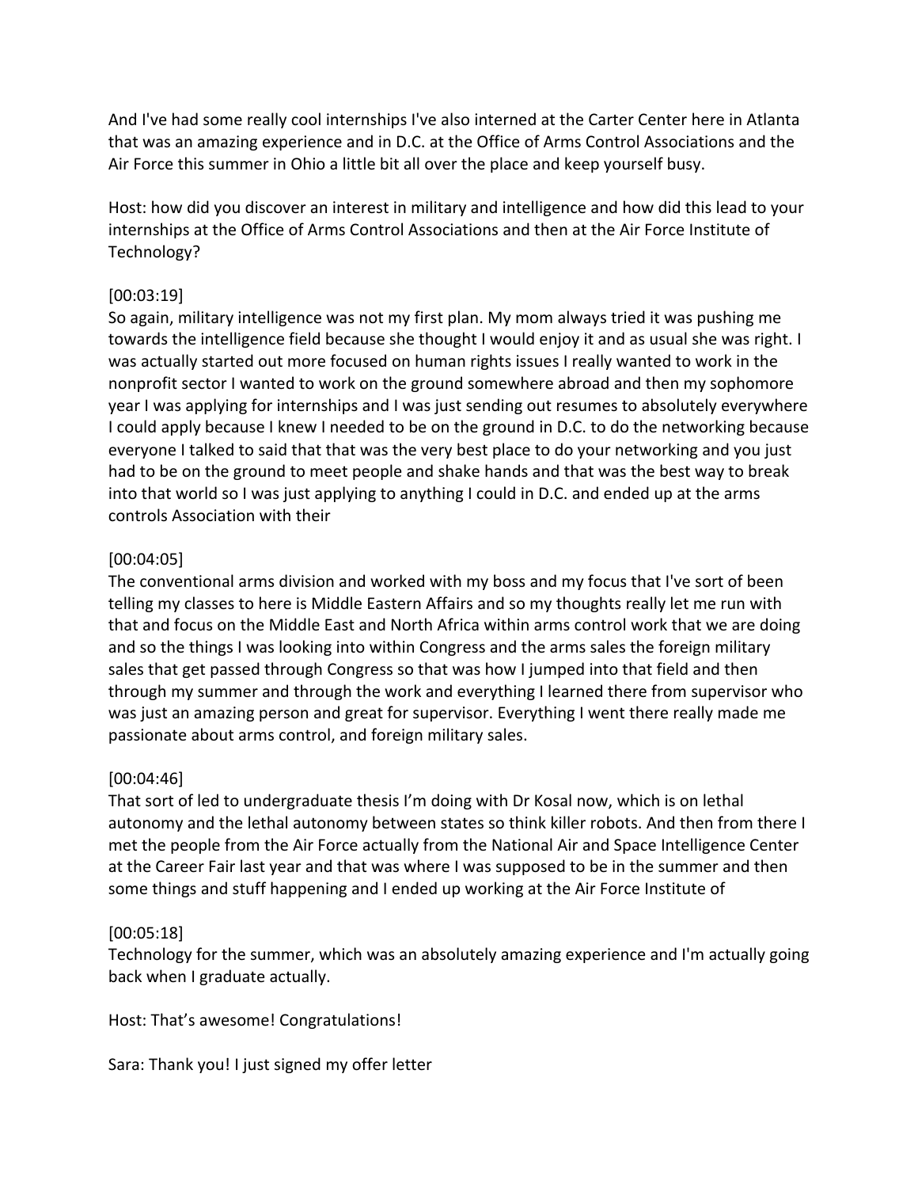And I've had some really cool internships I've also interned at the Carter Center here in Atlanta that was an amazing experience and in D.C. at the Office of Arms Control Associations and the Air Force this summer in Ohio a little bit all over the place and keep yourself busy.

Host: how did you discover an interest in military and intelligence and how did this lead to your internships at the Office of Arms Control Associations and then at the Air Force Institute of Technology?

[00:03:19]
So again, military intelligence was not my first plan. My mom always tried it was pushing me towards the intelligence field because she thought I would enjoy it and as usual she was right. I was actually started out more focused on human rights issues I really wanted to work in the nonprofit sector I wanted to work on the ground somewhere abroad and then my sophomore year I was applying for internships and I was just sending out resumes to absolutely everywhere I could apply because I knew I needed to be on the ground in D.C. to do the networking because everyone I talked to said that that was the very best place to do your networking and you just had to be on the ground to meet people and shake hands and that was the best way to break into that world so I was just applying to anything I could in D.C. and ended up at the arms controls Association with their

[00:04:05]
The conventional arms division and worked with my boss and my focus that I've sort of been telling my classes to here is Middle Eastern Affairs and so my thoughts really let me run with that and focus on the Middle East and North Africa within arms control work that we are doing and so the things I was looking into within Congress and the arms sales the foreign military sales that get passed through Congress so that was how I jumped into that field and then through my summer and through the work and everything I learned there from supervisor who was just an amazing person and great for supervisor. Everything I went there really made me passionate about arms control, and foreign military sales.

[00:04:46]
That sort of led to undergraduate thesis I'm doing with Dr Kosal now, which is on lethal autonomy and the lethal autonomy between states so think killer robots. And then from there I met the people from the Air Force actually from the National Air and Space Intelligence Center at the Career Fair last year and that was where I was supposed to be in the summer and then some things and stuff happening and I ended up working at the Air Force Institute of

[00:05:18]
Technology for the summer, which was an absolutely amazing experience and I'm actually going back when I graduate actually.

Host: That's awesome! Congratulations!

Sara: Thank you! I just signed my offer letter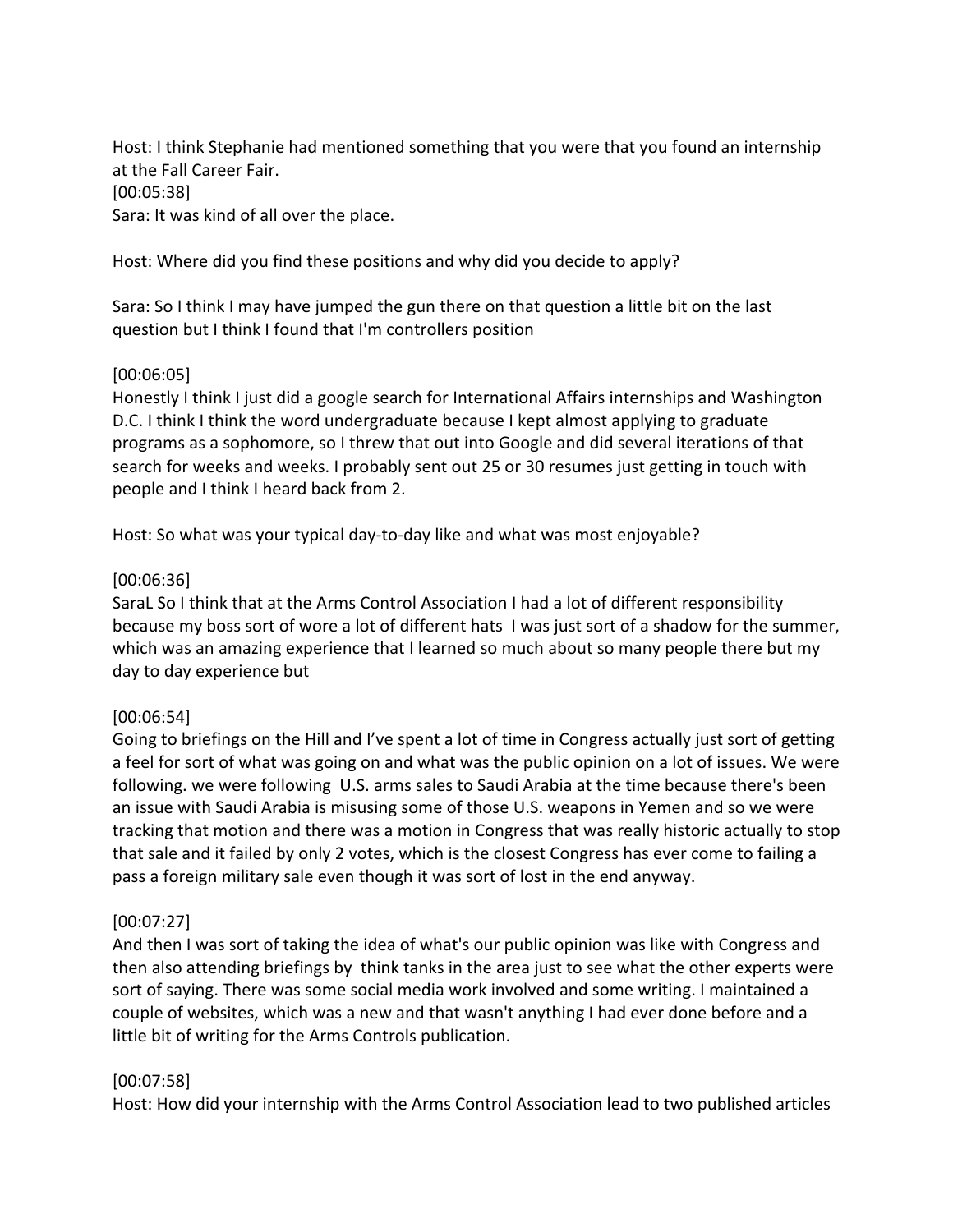Host: I think Stephanie had mentioned something that you were that you found an internship at the Fall Career Fair.

[00:05:38]

Sara: It was kind of all over the place.

Host: Where did you find these positions and why did you decide to apply?

Sara: So I think I may have jumped the gun there on that question a little bit on the last question but I think I found that I'm controllers position

[00:06:05]

Honestly I think I just did a google search for International Affairs internships and Washington D.C. I think I think the word undergraduate because I kept almost applying to graduate programs as a sophomore, so I threw that out into Google and did several iterations of that search for weeks and weeks. I probably sent out 25 or 30 resumes just getting in touch with people and I think I heard back from 2.

Host: So what was your typical day-to-day like and what was most enjoyable?

[00:06:36]

SaraL So I think that at the Arms Control Association I had a lot of different responsibility because my boss sort of wore a lot of different hats I was just sort of a shadow for the summer, which was an amazing experience that I learned so much about so many people there but my day to day experience but

[00:06:54]

Going to briefings on the Hill and I've spent a lot of time in Congress actually just sort of getting a feel for sort of what was going on and what was the public opinion on a lot of issues. We were following. we were following U.S. arms sales to Saudi Arabia at the time because there's been an issue with Saudi Arabia is misusing some of those U.S. weapons in Yemen and so we were tracking that motion and there was a motion in Congress that was really historic actually to stop that sale and it failed by only 2 votes, which is the closest Congress has ever come to failing a pass a foreign military sale even though it was sort of lost in the end anyway.

[00:07:27]

And then I was sort of taking the idea of what's our public opinion was like with Congress and then also attending briefings by think tanks in the area just to see what the other experts were sort of saying. There was some social media work involved and some writing. I maintained a couple of websites, which was a new and that wasn't anything I had ever done before and a little bit of writing for the Arms Controls publication.

[00:07:58]

Host: How did your internship with the Arms Control Association lead to two published articles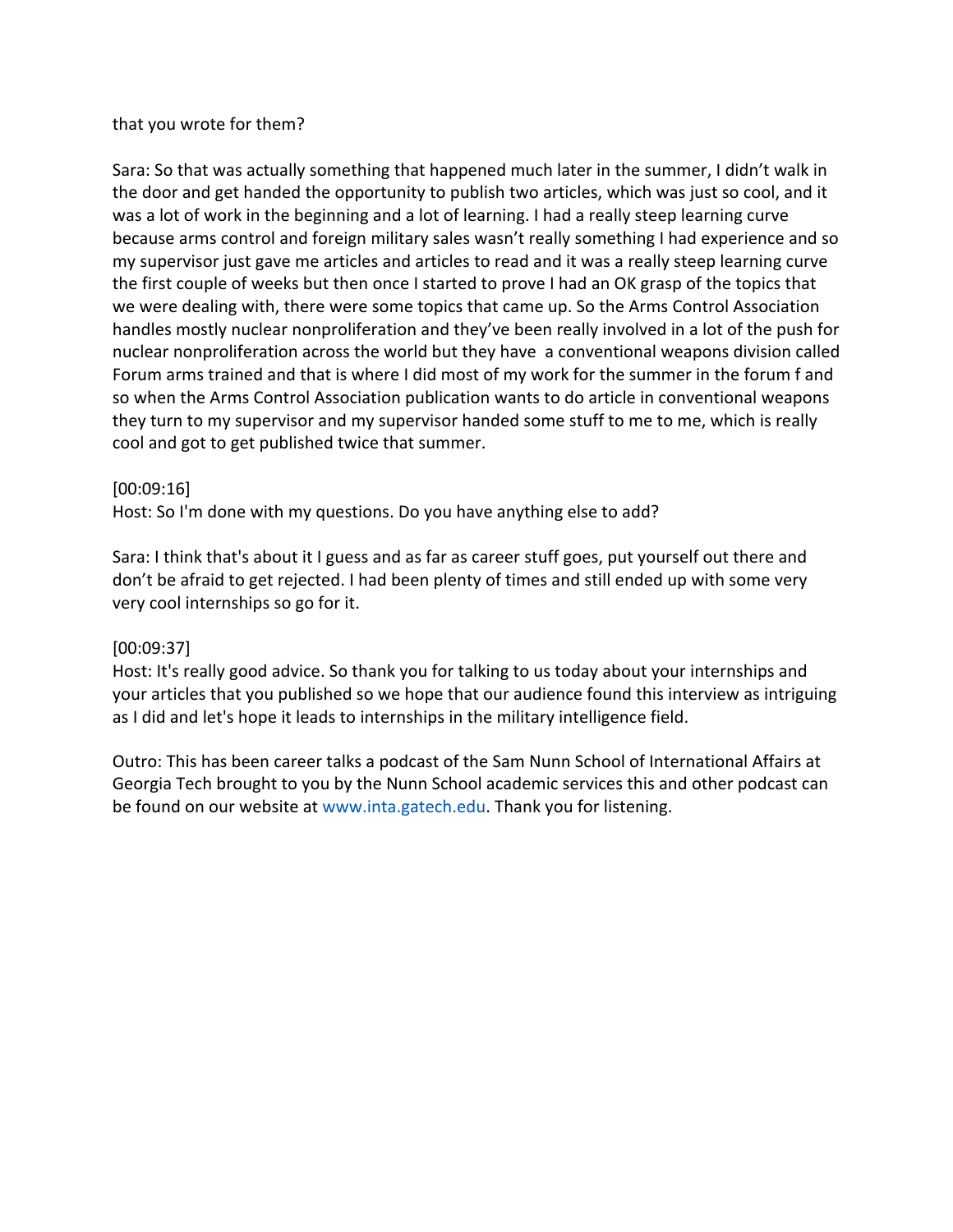that you wrote for them?

Sara: So that was actually something that happened much later in the summer, I didn't walk in the door and get handed the opportunity to publish two articles, which was just so cool, and it was a lot of work in the beginning and a lot of learning. I had a really steep learning curve because arms control and foreign military sales wasn't really something I had experience and so my supervisor just gave me articles and articles to read and it was a really steep learning curve the first couple of weeks but then once I started to prove I had an OK grasp of the topics that we were dealing with, there were some topics that came up. So the Arms Control Association handles mostly nuclear nonproliferation and they've been really involved in a lot of the push for nuclear nonproliferation across the world but they have a conventional weapons division called Forum arms trained and that is where I did most of my work for the summer in the forum f and so when the Arms Control Association publication wants to do article in conventional weapons they turn to my supervisor and my supervisor handed some stuff to me to me, which is really cool and got to get published twice that summer.

[00:09:16]
Host: So I'm done with my questions. Do you have anything else to add?

Sara: I think that's about it I guess and as far as career stuff goes, put yourself out there and don't be afraid to get rejected. I had been plenty of times and still ended up with some very very cool internships so go for it.

[00:09:37]
Host: It's really good advice. So thank you for talking to us today about your internships and your articles that you published so we hope that our audience found this interview as intriguing as I did and let's hope it leads to internships in the military intelligence field.

Outro: This has been career talks a podcast of the Sam Nunn School of International Affairs at Georgia Tech brought to you by the Nunn School academic services this and other podcast can be found on our website at www.inta.gatech.edu. Thank you for listening.